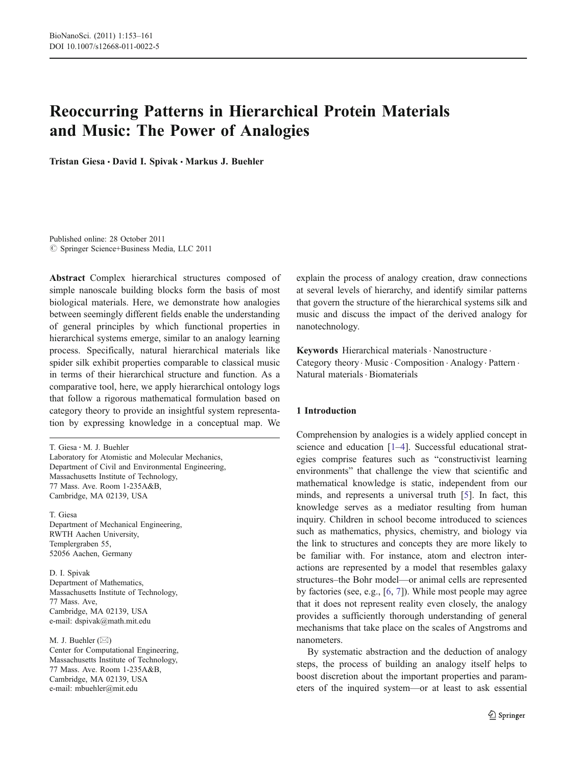# Reoccurring Patterns in Hierarchical Protein Materials and Music: The Power of Analogies

**Tristan Giesa · David I. Spivak · Markus J. Buehler**

Published online: 28 October 2011
© Springer Science+Business Media, LLC 2011

**Abstract** Complex hierarchical structures composed of simple nanoscale building blocks form the basis of most biological materials. Here, we demonstrate how analogies between seemingly different fields enable the understanding of general principles by which functional properties in hierarchical systems emerge, similar to an analogy learning process. Specifically, natural hierarchical materials like spider silk exhibit properties comparable to classical music in terms of their hierarchical structure and function. As a comparative tool, here, we apply hierarchical ontology logs that follow a rigorous mathematical formulation based on category theory to provide an insightful system representation by expressing knowledge in a conceptual map. We explain the process of analogy creation, draw connections at several levels of hierarchy, and identify similar patterns that govern the structure of the hierarchical systems silk and music and discuss the impact of the derived analogy for nanotechnology.

**Keywords** Hierarchical materials · Nanostructure · Category theory · Music · Composition · Analogy · Pattern · Natural materials · Biomaterials

T. Giesa · M. J. Buehler
Laboratory for Atomistic and Molecular Mechanics,
Department of Civil and Environmental Engineering,
Massachusetts Institute of Technology,
77 Mass. Ave. Room 1-235A&B,
Cambridge, MA 02139, USA

T. Giesa
Department of Mechanical Engineering,
RWTH Aachen University,
Templergraben 55,
52056 Aachen, Germany

D. I. Spivak
Department of Mathematics,
Massachusetts Institute of Technology,
77 Mass. Ave,
Cambridge, MA 02139, USA
e-mail: dspivak@math.mit.edu

M. J. Buehler (✉)
Center for Computational Engineering,
Massachusetts Institute of Technology,
77 Mass. Ave. Room 1-235A&B,
Cambridge, MA 02139, USA
e-mail: mbuehler@mit.edu

## 1 Introduction

Comprehension by analogies is a widely applied concept in science and education [1–4]. Successful educational strategies comprise features such as "constructivist learning environments" that challenge the view that scientific and mathematical knowledge is static, independent from our minds, and represents a universal truth [5]. In fact, this knowledge serves as a mediator resulting from human inquiry. Children in school become introduced to sciences such as mathematics, physics, chemistry, and biology via the link to structures and concepts they are more likely to be familiar with. For instance, atom and electron interactions are represented by a model that resembles galaxy structures–the Bohr model—or animal cells are represented by factories (see, e.g., [6, 7]). While most people may agree that it does not represent reality even closely, the analogy provides a sufficiently thorough understanding of general mechanisms that take place on the scales of Angstroms and nanometers.

By systematic abstraction and the deduction of analogy steps, the process of building an analogy itself helps to boost discretion about the important properties and parameters of the inquired system—or at least to ask essential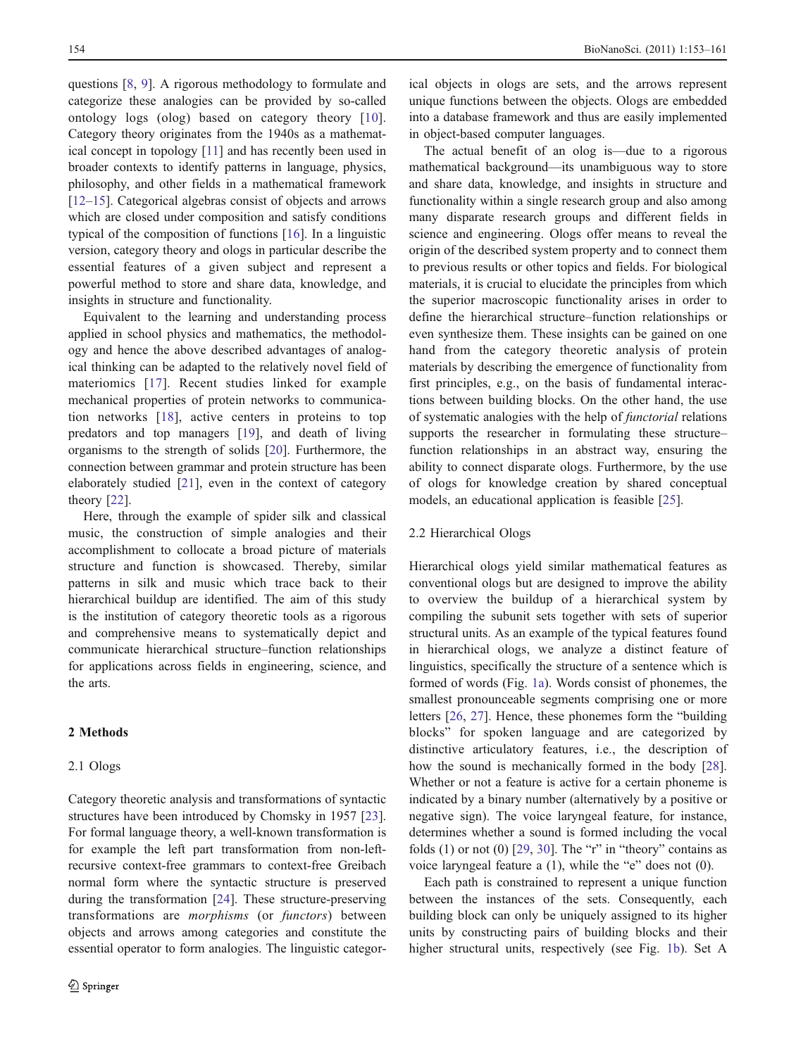questions [8, 9]. A rigorous methodology to formulate and categorize these analogies can be provided by so-called ontology logs (olog) based on category theory [10]. Category theory originates from the 1940s as a mathematical concept in topology [11] and has recently been used in broader contexts to identify patterns in language, physics, philosophy, and other fields in a mathematical framework [12–15]. Categorical algebras consist of objects and arrows which are closed under composition and satisfy conditions typical of the composition of functions [16]. In a linguistic version, category theory and ologs in particular describe the essential features of a given subject and represent a powerful method to store and share data, knowledge, and insights in structure and functionality.

Equivalent to the learning and understanding process applied in school physics and mathematics, the methodology and hence the above described advantages of analogical thinking can be adapted to the relatively novel field of materiomics [17]. Recent studies linked for example mechanical properties of protein networks to communication networks [18], active centers in proteins to top predators and top managers [19], and death of living organisms to the strength of solids [20]. Furthermore, the connection between grammar and protein structure has been elaborately studied [21], even in the context of category theory [22].

Here, through the example of spider silk and classical music, the construction of simple analogies and their accomplishment to collocate a broad picture of materials structure and function is showcased. Thereby, similar patterns in silk and music which trace back to their hierarchical buildup are identified. The aim of this study is the institution of category theoretic tools as a rigorous and comprehensive means to systematically depict and communicate hierarchical structure–function relationships for applications across fields in engineering, science, and the arts.

## 2 Methods

### 2.1 Ologs

Category theoretic analysis and transformations of syntactic structures have been introduced by Chomsky in 1957 [23]. For formal language theory, a well-known transformation is for example the left part transformation from non-left-recursive context-free grammars to context-free Greibach normal form where the syntactic structure is preserved during the transformation [24]. These structure-preserving transformations are *morphisms* (or *functors*) between objects and arrows among categories and constitute the essential operator to form analogies. The linguistic categorical objects in ologs are sets, and the arrows represent unique functions between the objects. Ologs are embedded into a database framework and thus are easily implemented in object-based computer languages.

The actual benefit of an olog is—due to a rigorous mathematical background—its unambiguous way to store and share data, knowledge, and insights in structure and functionality within a single research group and also among many disparate research groups and different fields in science and engineering. Ologs offer means to reveal the origin of the described system property and to connect them to previous results or other topics and fields. For biological materials, it is crucial to elucidate the principles from which the superior macroscopic functionality arises in order to define the hierarchical structure–function relationships or even synthesize them. These insights can be gained on one hand from the category theoretic analysis of protein materials by describing the emergence of functionality from first principles, e.g., on the basis of fundamental interactions between building blocks. On the other hand, the use of systematic analogies with the help of *functorial* relations supports the researcher in formulating these structure–function relationships in an abstract way, ensuring the ability to connect disparate ologs. Furthermore, by the use of ologs for knowledge creation by shared conceptual models, an educational application is feasible [25].

### 2.2 Hierarchical Ologs

Hierarchical ologs yield similar mathematical features as conventional ologs but are designed to improve the ability to overview the buildup of a hierarchical system by compiling the subunit sets together with sets of superior structural units. As an example of the typical features found in hierarchical ologs, we analyze a distinct feature of linguistics, specifically the structure of a sentence which is formed of words (Fig. 1a). Words consist of phonemes, the smallest pronounceable segments comprising one or more letters [26, 27]. Hence, these phonemes form the "building blocks" for spoken language and are categorized by distinctive articulatory features, i.e., the description of how the sound is mechanically formed in the body [28]. Whether or not a feature is active for a certain phoneme is indicated by a binary number (alternatively by a positive or negative sign). The voice laryngeal feature, for instance, determines whether a sound is formed including the vocal folds (1) or not (0) [29, 30]. The "r" in "theory" contains as voice laryngeal feature a (1), while the "e" does not (0).

Each path is constrained to represent a unique function between the instances of the sets. Consequently, each building block can only be uniquely assigned to its higher units by constructing pairs of building blocks and their higher structural units, respectively (see Fig. 1b). Set A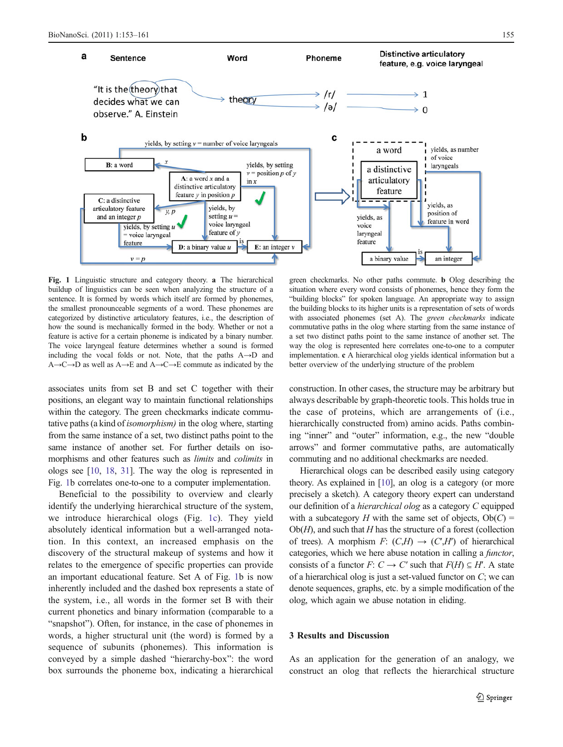a

Sentence

Word

Phoneme

Distinctive articulatory feature, e.g. voice laryngeal

"It is the theory that decides what we can observe." A. Einstein

theory

/r/

/ə/

1

0

b

yields, by setting $v$ = number of voice laryngeals

B: a word

$x$

yields, by setting $v$ = position $p$ of $y$ in $x$

A: a word $x$ and a distinctive articulatory feature $y$ in position $p$

C: a distinctive articulatory feature and an integer $p$

$y, p$

yields, by setting $u$ = voice laryngeal feature of $y$

yields, by setting $u$ = voice laryngeal feature

D: a binary value $u$

is

E: an integer $v$

$v = p$

c

a word

a distinctive articulatory feature

yields, as number of voice laryngeals

yields, as voice laryngeal feature

yields, as position of feature in word

a binary value

is

an integer

**Fig. 1** Linguistic structure and category theory. **a** The hierarchical buildup of linguistics can be seen when analyzing the structure of a sentence. It is formed by words which itself are formed by phonemes, the smallest pronounceable segments of a word. These phonemes are categorized by distinctive articulatory features, i.e., the description of how the sound is mechanically formed in the body. Whether or not a feature is active for a certain phoneme is indicated by a binary number. The voice laryngeal feature determines whether a sound is formed including the vocal folds or not. Note, that the paths A→D and A→C→D as well as A→E and A→C→E commute as indicated by the green checkmarks. No other paths commute. **b** Olog describing the situation where every word consists of phonemes, hence they form the "building blocks" for spoken language. An appropriate way to assign the building blocks to its higher units is a representation of sets of words with associated phonemes (set A). The *green checkmarks* indicate commutative paths in the olog where starting from the same instance of a set two distinct paths point to the same instance of another set. The way the olog is represented here correlates one-to-one to a computer implementation. **c** A hierarchical olog yields identical information but a better overview of the underlying structure of the problem

associates units from set B and set C together with their positions, an elegant way to maintain functional relationships within the category. The green checkmarks indicate commutative paths (a kind of *isomorphism)* in the olog where, starting from the same instance of a set, two distinct paths point to the same instance of another set. For further details on isomorphisms and other features such as *limits* and *colimits* in ologs see [10, 18, 31]. The way the olog is represented in Fig. 1b correlates one-to-one to a computer implementation.

Beneficial to the possibility to overview and clearly identify the underlying hierarchical structure of the system, we introduce hierarchical ologs (Fig. 1c). They yield absolutely identical information but a well-arranged notation. In this context, an increased emphasis on the discovery of the structural makeup of systems and how it relates to the emergence of specific properties can provide an important educational feature. Set A of Fig. 1b is now inherently included and the dashed box represents a state of the system, i.e., all words in the former set B with their current phonetics and binary information (comparable to a "snapshot"). Often, for instance, in the case of phonemes in words, a higher structural unit (the word) is formed by a sequence of subunits (phonemes). This information is conveyed by a simple dashed "hierarchy-box": the word box surrounds the phoneme box, indicating a hierarchical construction. In other cases, the structure may be arbitrary but always describable by graph-theoretic tools. This holds true in the case of proteins, which are arrangements of (i.e., hierarchically constructed from) amino acids. Paths combining "inner" and "outer" information, e.g., the new "double arrows" and former commutative paths, are automatically commuting and no additional checkmarks are needed.

Hierarchical ologs can be described easily using category theory. As explained in [10], an olog is a category (or more precisely a sketch). A category theory expert can understand our definition of a *hierarchical olog* as a category $C$ equipped with a subcategory $H$ with the same set of objects, $\mathrm{Ob}(C) = \mathrm{Ob}(H)$, and such that $H$ has the structure of a forest (collection of trees). A morphism $F$: $(C,H) \rightarrow (C',H')$ of hierarchical categories, which we here abuse notation in calling a *functor*, consists of a functor $F$: $C \rightarrow C'$ such that $F(H) \subseteq H'$. A state of a hierarchical olog is just a set-valued functor on $C$; we can denote sequences, graphs, etc. by a simple modification of the olog, which again we abuse notation in eliding.

## 3 Results and Discussion

As an application for the generation of an analogy, we construct an olog that reflects the hierarchical structure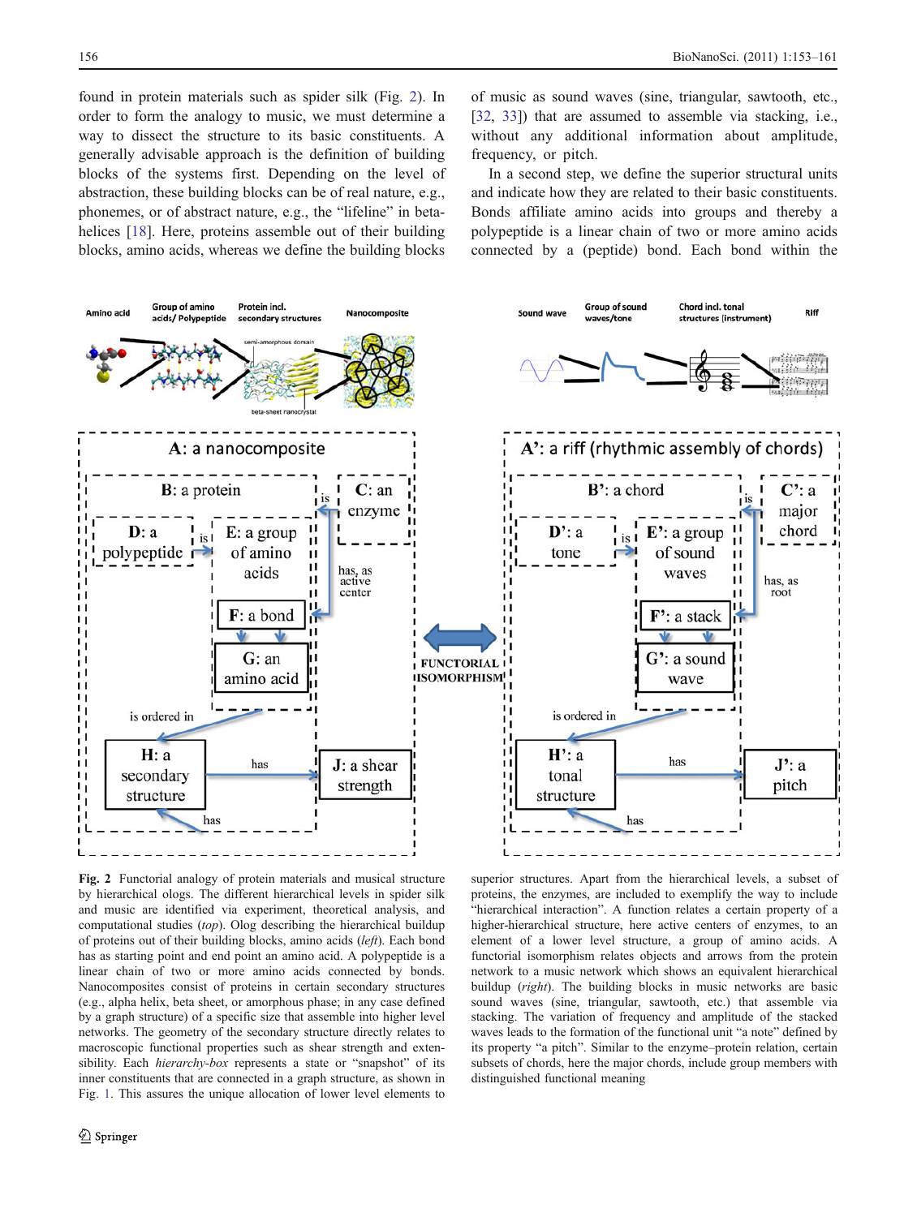found in protein materials such as spider silk (Fig. 2). In order to form the analogy to music, we must determine a way to dissect the structure to its basic constituents. A generally advisable approach is the definition of building blocks of the systems first. Depending on the level of abstraction, these building blocks can be of real nature, e.g., phonemes, or of abstract nature, e.g., the "lifeline" in beta-helices [18]. Here, proteins assemble out of their building blocks, amino acids, whereas we define the building blocks of music as sound waves (sine, triangular, sawtooth, etc., [32, 33]) that are assumed to assemble via stacking, i.e., without any additional information about amplitude, frequency, or pitch.

In a second step, we define the superior structural units and indicate how they are related to their basic constituents. Bonds affiliate amino acids into groups and thereby a polypeptide is a linear chain of two or more amino acids connected by a (peptide) bond. Each bond within the superior structures. Apart from the hierarchical levels, a subset of proteins, the enzymes, are included to exemplify the way to include "hierarchical interaction". A function relates a certain property of a higher-hierarchical structure, here active centers of enzymes, to an element of a lower level structure, a group of amino acids. A functional isomorphism relates objects and arrows from the protein network to a music network which shows an equivalent hierarchical buildup (*right*). The building blocks in music networks are basic sound waves (sine, triangular, sawtooth, etc.) that assemble via stacking. The variation of frequency and amplitude of the stacked waves leads to the formation of the functional unit "a note" defined by its property "a pitch". Similar to the enzyme–protein relation, certain subsets of chords, here the major chords, include group members with distinguished functional meaning

**Fig. 2** Functorial analogy of protein materials and musical structure by hierarchical ologs. The different hierarchical levels in spider silk and music are identified via experiment, theoretical analysis, and computational studies (*top*). Olog describing the hierarchical buildup of proteins out of their building blocks, amino acids (*left*). Each bond has as starting point and end point an amino acid. A polypeptide is a linear chain of two or more amino acids connected by bonds. Nanocomposites consist of proteins in certain secondary structures (e.g., alpha helix, beta sheet, or amorphous phase; in any case defined by a graph structure) of a specific size that assemble into higher level networks. The geometry of the secondary structure directly relates to macroscopic functional properties such as shear strength and extensibility. Each *hierarchy-box* represents a state or "snapshot" of its inner constituents that are connected in a graph structure, as shown in Fig. 1. This assures the unique allocation of lower level elements to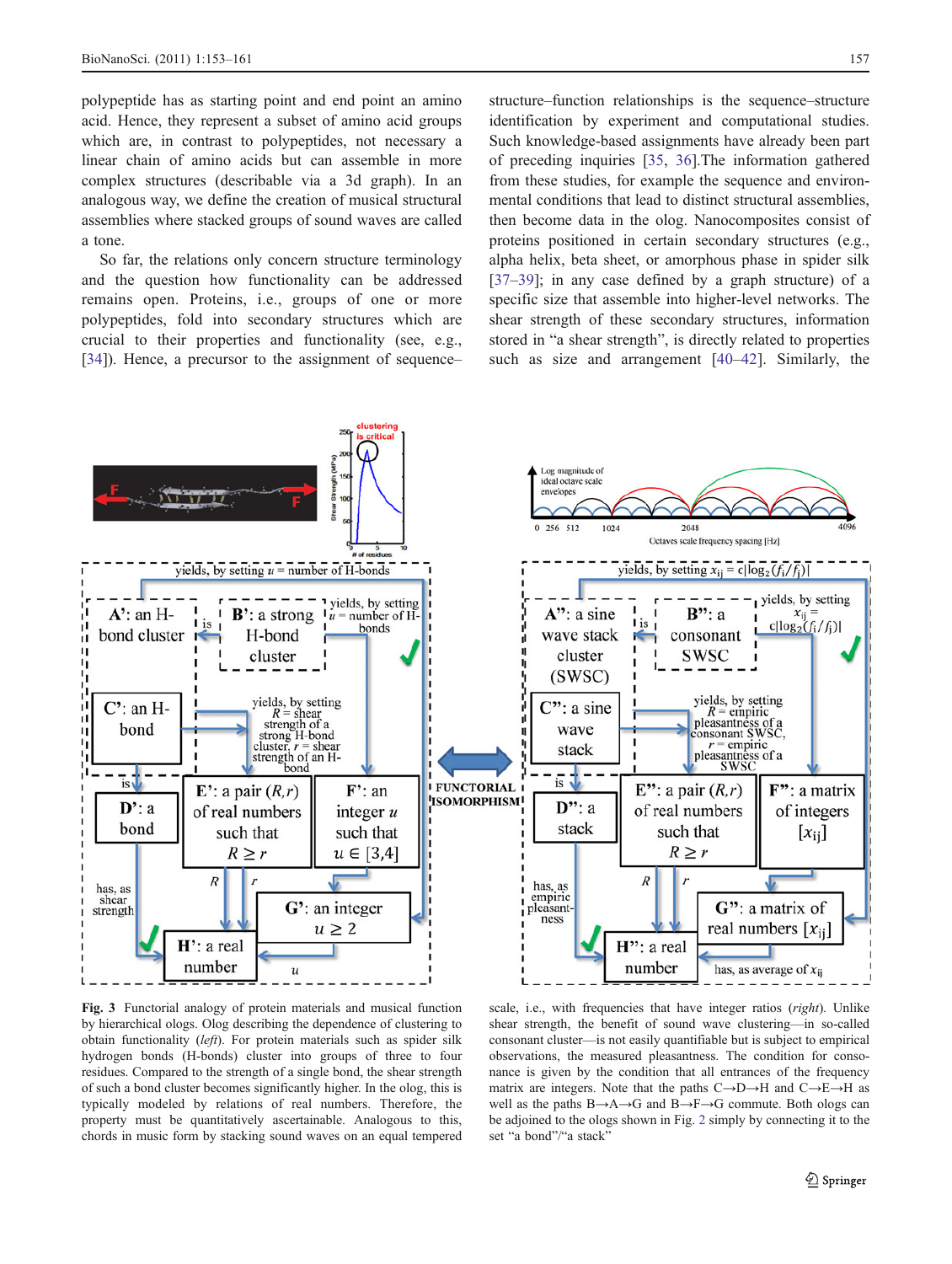polypeptide has as starting point and end point an amino acid. Hence, they represent a subset of amino acid groups which are, in contrast to polypeptides, not necessary a linear chain of amino acids but can assemble in more complex structures (describable via a 3d graph). In an analogous way, we define the creation of musical structural assemblies where stacked groups of sound waves are called a tone.

So far, the relations only concern structure terminology and the question how functionality can be addressed remains open. Proteins, i.e., groups of one or more polypeptides, fold into secondary structures which are crucial to their properties and functionality (see, e.g., [34]). Hence, a precursor to the assignment of sequence–structure–function relationships is the sequence–structure identification by experiment and computational studies. Such knowledge-based assignments have already been part of preceding inquiries [35, 36].The information gathered from these studies, for example the sequence and environmental conditions that lead to distinct structural assemblies, then become data in the olog. Nanocomposites consist of proteins positioned in certain secondary structures (e.g., alpha helix, beta sheet, or amorphous phase in spider silk [37–39]; in any case defined by a graph structure) of a specific size that assemble into higher-level networks. The shear strength of these secondary structures, information stored in "a shear strength", is directly related to properties such as size and arrangement [40–42]. Similarly, the

**Fig. 3** Functorial analogy of protein materials and musical function by hierarchical ologs. Olog describing the dependence of clustering to obtain functionality (*left*). For protein materials such as spider silk hydrogen bonds (H-bonds) cluster into groups of three to four residues. Compared to the strength of a single bond, the shear strength of such a bond cluster becomes significantly higher. In the olog, this is typically modeled by relations of real numbers. Therefore, the property must be quantitatively ascertainable. Analogous to this, chords in music form by stacking sound waves on an equal tempered scale, i.e., with frequencies that have integer ratios (*right*). Unlike shear strength, the benefit of sound wave clustering—in so-called consonant cluster—is not easily quantifiable but is subject to empirical observations, the measured pleasantness. The condition for consonance is given by the condition that all entrances of the frequency matrix are integers. Note that the paths C→D→H and C→E→H as well as the paths B→A→G and B→F→G commute. Both ologs can be adjoined to the ologs shown in Fig. 2 simply by connecting it to the set "a bond"/"a stack"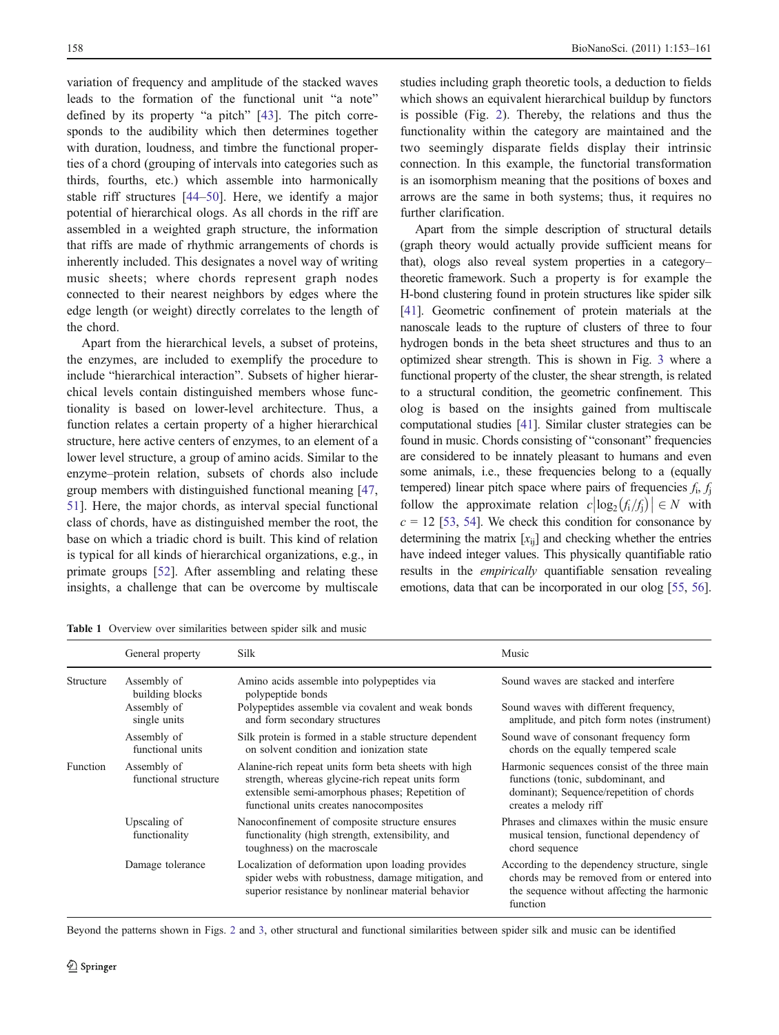variation of frequency and amplitude of the stacked waves leads to the formation of the functional unit "a note" defined by its property "a pitch" [43]. The pitch corresponds to the audibility which then determines together with duration, loudness, and timbre the functional properties of a chord (grouping of intervals into categories such as thirds, fourths, etc.) which assemble into harmonically stable riff structures [44–50]. Here, we identify a major potential of hierarchical ologs. As all chords in the riff are assembled in a weighted graph structure, the information that riffs are made of rhythmic arrangements of chords is inherently included. This designates a novel way of writing music sheets; where chords represent graph nodes connected to their nearest neighbors by edges where the edge length (or weight) directly correlates to the length of the chord.

Apart from the hierarchical levels, a subset of proteins, the enzymes, are included to exemplify the procedure to include "hierarchical interaction". Subsets of higher hierarchical levels contain distinguished members whose functionality is based on lower-level architecture. Thus, a function relates a certain property of a higher hierarchical structure, here active centers of enzymes, to an element of a lower level structure, a group of amino acids. Similar to the enzyme–protein relation, subsets of chords also include group members with distinguished functional meaning [47, 51]. Here, the major chords, as interval special functional class of chords, have as distinguished member the root, the base on which a triadic chord is built. This kind of relation is typical for all kinds of hierarchical organizations, e.g., in primate groups [52]. After assembling and relating these insights, a challenge that can be overcome by multiscale studies including graph theoretic tools, a deduction to fields which shows an equivalent hierarchical buildup by functors is possible (Fig. 2). Thereby, the relations and thus the functionality within the category are maintained and the two seemingly disparate fields display their intrinsic connection. In this example, the functorial transformation is an isomorphism meaning that the positions of boxes and arrows are the same in both systems; thus, it requires no further clarification.

Apart from the simple description of structural details (graph theory would actually provide sufficient means for that), ologs also reveal system properties in a category–theoretic framework. Such a property is for example the H-bond clustering found in protein structures like spider silk [41]. Geometric confinement of protein materials at the nanoscale leads to the rupture of clusters of three to four hydrogen bonds in the beta sheet structures and thus to an optimized shear strength. This is shown in Fig. 3 where a functional property of the cluster, the shear strength, is related to a structural condition, the geometric confinement. This olog is based on the insights gained from multiscale computational studies [41]. Similar cluster strategies can be found in music. Chords consisting of "consonant" frequencies are considered to be innately pleasant to humans and even some animals, i.e., these frequencies belong to a (equally tempered) linear pitch space where pairs of frequencies $f_i$, $f_j$ follow the approximate relation $c\left|\log_2\left(f_i/f_j\right)\right| \in N$ with $c = 12$ [53, 54]. We check this condition for consonance by determining the matrix $[x_{ij}]$ and checking whether the entries have indeed integer values. This physically quantifiable ratio results in the *empirically* quantifiable sensation revealing emotions, data that can be incorporated in our olog [55, 56].

**Table 1** Overview over similarities between spider silk and music

| | General property | Silk | Music |
|---|---|---|---|
| Structure | Assembly of building blocks | Amino acids assemble into polypeptides via polypeptide bonds | Sound waves are stacked and interfere |
| | Assembly of single units | Polypeptides assemble via covalent and weak bonds and form secondary structures | Sound waves with different frequency, amplitude, and pitch form notes (instrument) |
| | Assembly of functional units | Silk protein is formed in a stable structure dependent on solvent condition and ionization state | Sound wave of consonant frequency form chords on the equally tempered scale |
| Function | Assembly of functional structure | Alanine-rich repeat units form beta sheets with high strength, whereas glycine-rich repeat units form extensible semi-amorphous phases; Repetition of functional units creates nanocomposites | Harmonic sequences consist of the three main functions (tonic, subdominant, and dominant); Sequence/repetition of chords creates a melody riff |
| | Upscaling of functionality | Nanoconfinement of composite structure ensures functionality (high strength, extensibility, and toughness) on the macroscale | Phrases and climaxes within the music ensure musical tension, functional dependency of chord sequence |
| | Damage tolerance | Localization of deformation upon loading provides spider webs with robustness, damage mitigation, and superior resistance by nonlinear material behavior | According to the dependency structure, single chords may be removed from or entered into the sequence without affecting the harmonic function |

Beyond the patterns shown in Figs. 2 and 3, other structural and functional similarities between spider silk and music can be identified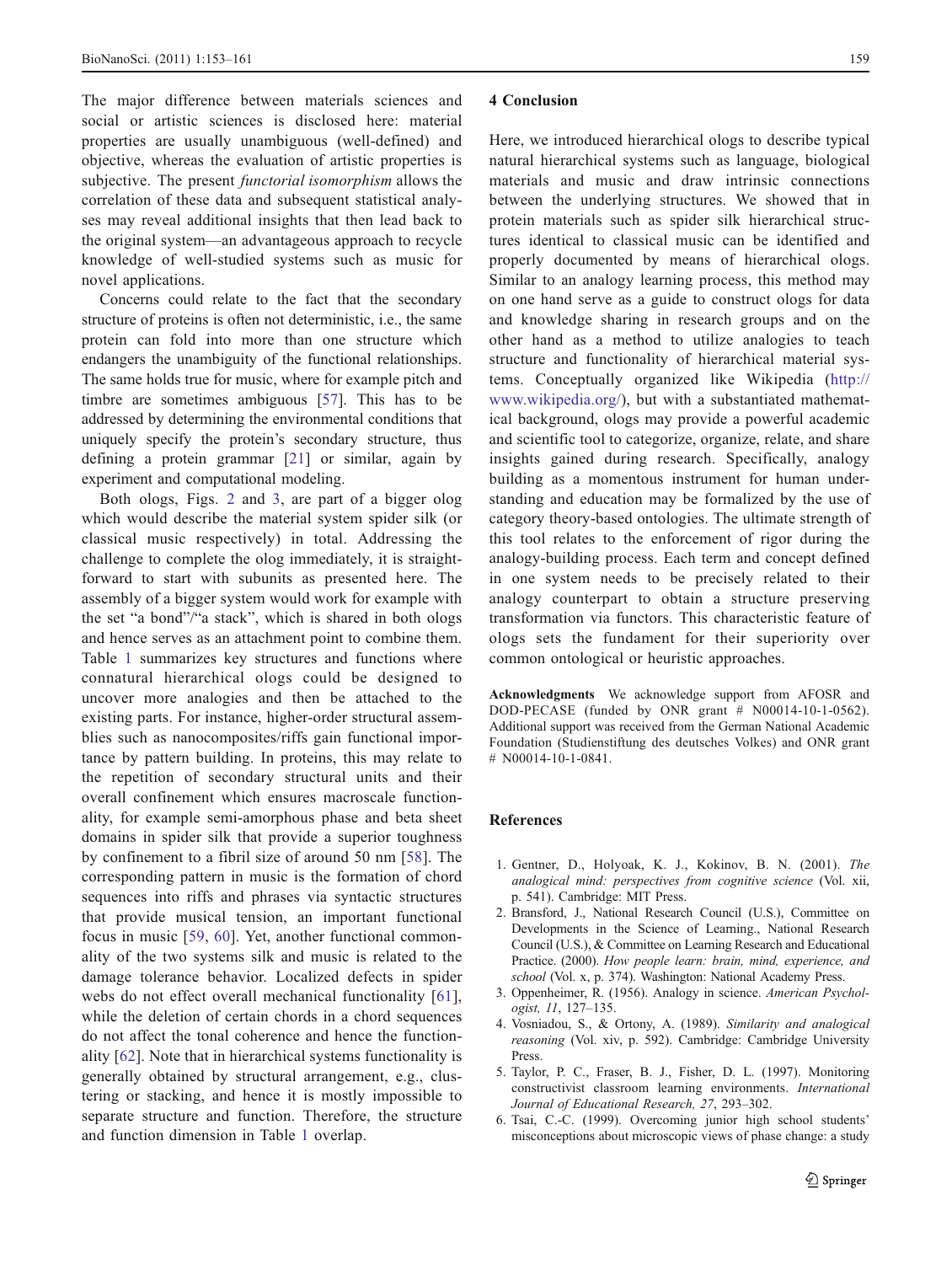The major difference between materials sciences and social or artistic sciences is disclosed here: material properties are usually unambiguous (well-defined) and objective, whereas the evaluation of artistic properties is subjective. The present *functorial isomorphism* allows the correlation of these data and subsequent statistical analyses may reveal additional insights that then lead back to the original system—an advantageous approach to recycle knowledge of well-studied systems such as music for novel applications.

Concerns could relate to the fact that the secondary structure of proteins is often not deterministic, i.e., the same protein can fold into more than one structure which endangers the unambiguity of the functional relationships. The same holds true for music, where for example pitch and timbre are sometimes ambiguous [57]. This has to be addressed by determining the environmental conditions that uniquely specify the protein's secondary structure, thus defining a protein grammar [21] or similar, again by experiment and computational modeling.

Both ologs, Figs. 2 and 3, are part of a bigger olog which would describe the material system spider silk (or classical music respectively) in total. Addressing the challenge to complete the olog immediately, it is straightforward to start with subunits as presented here. The assembly of a bigger system would work for example with the set "a bond"/"a stack", which is shared in both ologs and hence serves as an attachment point to combine them. Table 1 summarizes key structures and functions where connatural hierarchical ologs could be designed to uncover more analogies and then be attached to the existing parts. For instance, higher-order structural assemblies such as nanocomposites/riffs gain functional importance by pattern building. In proteins, this may relate to the repetition of secondary structural units and their overall confinement which ensures macroscale functionality, for example semi-amorphous phase and beta sheet domains in spider silk that provide a superior toughness by confinement to a fibril size of around 50 nm [58]. The corresponding pattern in music is the formation of chord sequences into riffs and phrases via syntactic structures that provide musical tension, an important functional focus in music [59, 60]. Yet, another functional commonality of the two systems silk and music is related to the damage tolerance behavior. Localized defects in spider webs do not effect overall mechanical functionality [61], while the deletion of certain chords in a chord sequences do not affect the tonal coherence and hence the functionality [62]. Note that in hierarchical systems functionality is generally obtained by structural arrangement, e.g., clustering or stacking, and hence it is mostly impossible to separate structure and function. Therefore, the structure and function dimension in Table 1 overlap.

## 4 Conclusion

Here, we introduced hierarchical ologs to describe typical natural hierarchical systems such as language, biological materials and music and draw intrinsic connections between the underlying structures. We showed that in protein materials such as spider silk hierarchical structures identical to classical music can be identified and properly documented by means of hierarchical ologs. Similar to an analogy learning process, this method may on one hand serve as a guide to construct ologs for data and knowledge sharing in research groups and on the other hand as a method to utilize analogies to teach structure and functionality of hierarchical material systems. Conceptually organized like Wikipedia (http://www.wikipedia.org/), but with a substantiated mathematical background, ologs may provide a powerful academic and scientific tool to categorize, organize, relate, and share insights gained during research. Specifically, analogy building as a momentous instrument for human understanding and education may be formalized by the use of category theory-based ontologies. The ultimate strength of this tool relates to the enforcement of rigor during the analogy-building process. Each term and concept defined in one system needs to be precisely related to their analogy counterpart to obtain a structure preserving transformation via functors. This characteristic feature of ologs sets the fundament for their superiority over common ontological or heuristic approaches.

**Acknowledgments** We acknowledge support from AFOSR and DOD-PECASE (funded by ONR grant # N00014-10-1-0562). Additional support was received from the German National Academic Foundation (Studienstiftung des deutsches Volkes) and ONR grant # N00014-10-1-0841.

## References

1. Gentner, D., Holyoak, K. J., Kokinov, B. N. (2001). *The analogical mind: perspectives from cognitive science* (Vol. xii, p. 541). Cambridge: MIT Press.
2. Bransford, J., National Research Council (U.S.), Committee on Developments in the Science of Learning., National Research Council (U.S.), & Committee on Learning Research and Educational Practice. (2000). *How people learn: brain, mind, experience, and school* (Vol. x, p. 374). Washington: National Academy Press.
3. Oppenheimer, R. (1956). Analogy in science. *American Psychologist, 11*, 127–135.
4. Vosniadou, S., & Ortony, A. (1989). *Similarity and analogical reasoning* (Vol. xiv, p. 592). Cambridge: Cambridge University Press.
5. Taylor, P. C., Fraser, B. J., Fisher, D. L. (1997). Monitoring constructivist classroom learning environments. *International Journal of Educational Research, 27*, 293–302.
6. Tsai, C.-C. (1999). Overcoming junior high school students' misconceptions about microscopic views of phase change: a study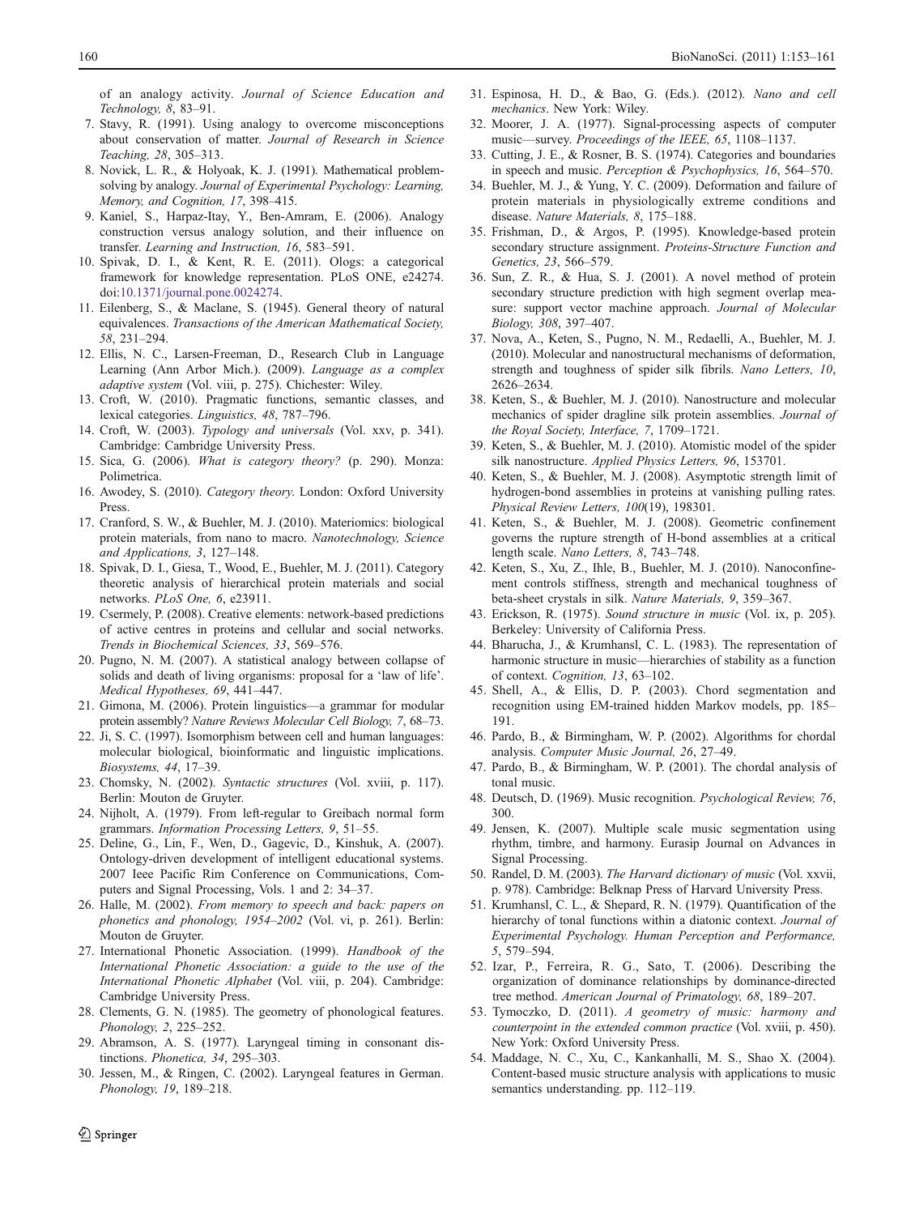of an analogy activity. *Journal of Science Education and Technology, 8*, 83–91.

7. Stavy, R. (1991). Using analogy to overcome misconceptions about conservation of matter. *Journal of Research in Science Teaching, 28*, 305–313.
8. Novick, L. R., & Holyoak, K. J. (1991). Mathematical problem-solving by analogy. *Journal of Experimental Psychology: Learning, Memory, and Cognition, 17*, 398–415.
9. Kaniel, S., Harpaz-Itay, Y., Ben-Amram, E. (2006). Analogy construction versus analogy solution, and their influence on transfer. *Learning and Instruction, 16*, 583–591.
10. Spivak, D. I., & Kent, R. E. (2011). Ologs: a categorical framework for knowledge representation. PLoS ONE, e24274. doi:10.1371/journal.pone.0024274.
11. Eilenberg, S., & Maclane, S. (1945). General theory of natural equivalences. *Transactions of the American Mathematical Society, 58*, 231–294.
12. Ellis, N. C., Larsen-Freeman, D., Research Club in Language Learning (Ann Arbor Mich.). (2009). *Language as a complex adaptive system* (Vol. viii, p. 275). Chichester: Wiley.
13. Croft, W. (2010). Pragmatic functions, semantic classes, and lexical categories. *Linguistics, 48*, 787–796.
14. Croft, W. (2003). *Typology and universals* (Vol. xxv, p. 341). Cambridge: Cambridge University Press.
15. Sica, G. (2006). *What is category theory?* (p. 290). Monza: Polimetrica.
16. Awodey, S. (2010). *Category theory*. London: Oxford University Press.
17. Cranford, S. W., & Buehler, M. J. (2010). Materiomics: biological protein materials, from nano to macro. *Nanotechnology, Science and Applications, 3*, 127–148.
18. Spivak, D. I., Giesa, T., Wood, E., Buehler, M. J. (2011). Category theoretic analysis of hierarchical protein materials and social networks. *PLoS One, 6*, e23911.
19. Csermely, P. (2008). Creative elements: network-based predictions of active centres in proteins and cellular and social networks. *Trends in Biochemical Sciences, 33*, 569–576.
20. Pugno, N. M. (2007). A statistical analogy between collapse of solids and death of living organisms: proposal for a 'law of life'. *Medical Hypotheses, 69*, 441–447.
21. Gimona, M. (2006). Protein linguistics—a grammar for modular protein assembly? *Nature Reviews Molecular Cell Biology, 7*, 68–73.
22. Ji, S. C. (1997). Isomorphism between cell and human languages: molecular biological, bioinformatic and linguistic implications. *Biosystems, 44*, 17–39.
23. Chomsky, N. (2002). *Syntactic structures* (Vol. xviii, p. 117). Berlin: Mouton de Gruyter.
24. Nijholt, A. (1979). From left-regular to Greibach normal form grammars. *Information Processing Letters, 9*, 51–55.
25. Deline, G., Lin, F., Wen, D., Gagevic, D., Kinshuk, A. (2007). Ontology-driven development of intelligent educational systems. 2007 Ieee Pacific Rim Conference on Communications, Computers and Signal Processing, Vols. 1 and 2: 34–37.
26. Halle, M. (2002). *From memory to speech and back: papers on phonetics and phonology, 1954–2002* (Vol. vi, p. 261). Berlin: Mouton de Gruyter.
27. International Phonetic Association. (1999). *Handbook of the International Phonetic Association: a guide to the use of the International Phonetic Alphabet* (Vol. viii, p. 204). Cambridge: Cambridge University Press.
28. Clements, G. N. (1985). The geometry of phonological features. *Phonology, 2*, 225–252.
29. Abramson, A. S. (1977). Laryngeal timing in consonant distinctions. *Phonetica, 34*, 295–303.
30. Jessen, M., & Ringen, C. (2002). Laryngeal features in German. *Phonology, 19*, 189–218.
31. Espinosa, H. D., & Bao, G. (Eds.). (2012). *Nano and cell mechanics*. New York: Wiley.
32. Moorer, J. A. (1977). Signal-processing aspects of computer music—survey. *Proceedings of the IEEE, 65*, 1108–1137.
33. Cutting, J. E., & Rosner, B. S. (1974). Categories and boundaries in speech and music. *Perception & Psychophysics, 16*, 564–570.
34. Buehler, M. J., & Yung, Y. C. (2009). Deformation and failure of protein materials in physiologically extreme conditions and disease. *Nature Materials, 8*, 175–188.
35. Frishman, D., & Argos, P. (1995). Knowledge-based protein secondary structure assignment. *Proteins-Structure Function and Genetics, 23*, 566–579.
36. Sun, Z. R., & Hua, S. J. (2001). A novel method of protein secondary structure prediction with high segment overlap measure: support vector machine approach. *Journal of Molecular Biology, 308*, 397–407.
37. Nova, A., Keten, S., Pugno, N. M., Redaelli, A., Buehler, M. J. (2010). Molecular and nanostructural mechanisms of deformation, strength and toughness of spider silk fibrils. *Nano Letters, 10*, 2626–2634.
38. Keten, S., & Buehler, M. J. (2010). Nanostructure and molecular mechanics of spider dragline silk protein assemblies. *Journal of the Royal Society, Interface, 7*, 1709–1721.
39. Keten, S., & Buehler, M. J. (2010). Atomistic model of the spider silk nanostructure. *Applied Physics Letters, 96*, 153701.
40. Keten, S., & Buehler, M. J. (2008). Asymptotic strength limit of hydrogen-bond assemblies in proteins at vanishing pulling rates. *Physical Review Letters, 100*(19), 198301.
41. Keten, S., & Buehler, M. J. (2008). Geometric confinement governs the rupture strength of H-bond assemblies at a critical length scale. *Nano Letters, 8*, 743–748.
42. Keten, S., Xu, Z., Ihle, B., Buehler, M. J. (2010). Nanoconfinement controls stiffness, strength and mechanical toughness of beta-sheet crystals in silk. *Nature Materials, 9*, 359–367.
43. Erickson, R. (1975). *Sound structure in music* (Vol. ix, p. 205). Berkeley: University of California Press.
44. Bharucha, J., & Krumhansl, C. L. (1983). The representation of harmonic structure in music—hierarchies of stability as a function of context. *Cognition, 13*, 63–102.
45. Shell, A., & Ellis, D. P. (2003). Chord segmentation and recognition using EM-trained hidden Markov models, pp. 185–191.
46. Pardo, B., & Birmingham, W. P. (2002). Algorithms for chordal analysis. *Computer Music Journal, 26*, 27–49.
47. Pardo, B., & Birmingham, W. P. (2001). The chordal analysis of tonal music.
48. Deutsch, D. (1969). Music recognition. *Psychological Review, 76*, 300.
49. Jensen, K. (2007). Multiple scale music segmentation using rhythm, timbre, and harmony. Eurasip Journal on Advances in Signal Processing.
50. Randel, D. M. (2003). *The Harvard dictionary of music* (Vol. xxvii, p. 978). Cambridge: Belknap Press of Harvard University Press.
51. Krumhansl, C. L., & Shepard, R. N. (1979). Quantification of the hierarchy of tonal functions within a diatonic context. *Journal of Experimental Psychology. Human Perception and Performance, 5*, 579–594.
52. Izar, P., Ferreira, R. G., Sato, T. (2006). Describing the organization of dominance relationships by dominance-directed tree method. *American Journal of Primatology, 68*, 189–207.
53. Tymoczko, D. (2011). *A geometry of music: harmony and counterpoint in the extended common practice* (Vol. xviii, p. 450). New York: Oxford University Press.
54. Maddage, N. C., Xu, C., Kankanhalli, M. S., Shao X. (2004). Content-based music structure analysis with applications to music semantics understanding. pp. 112–119.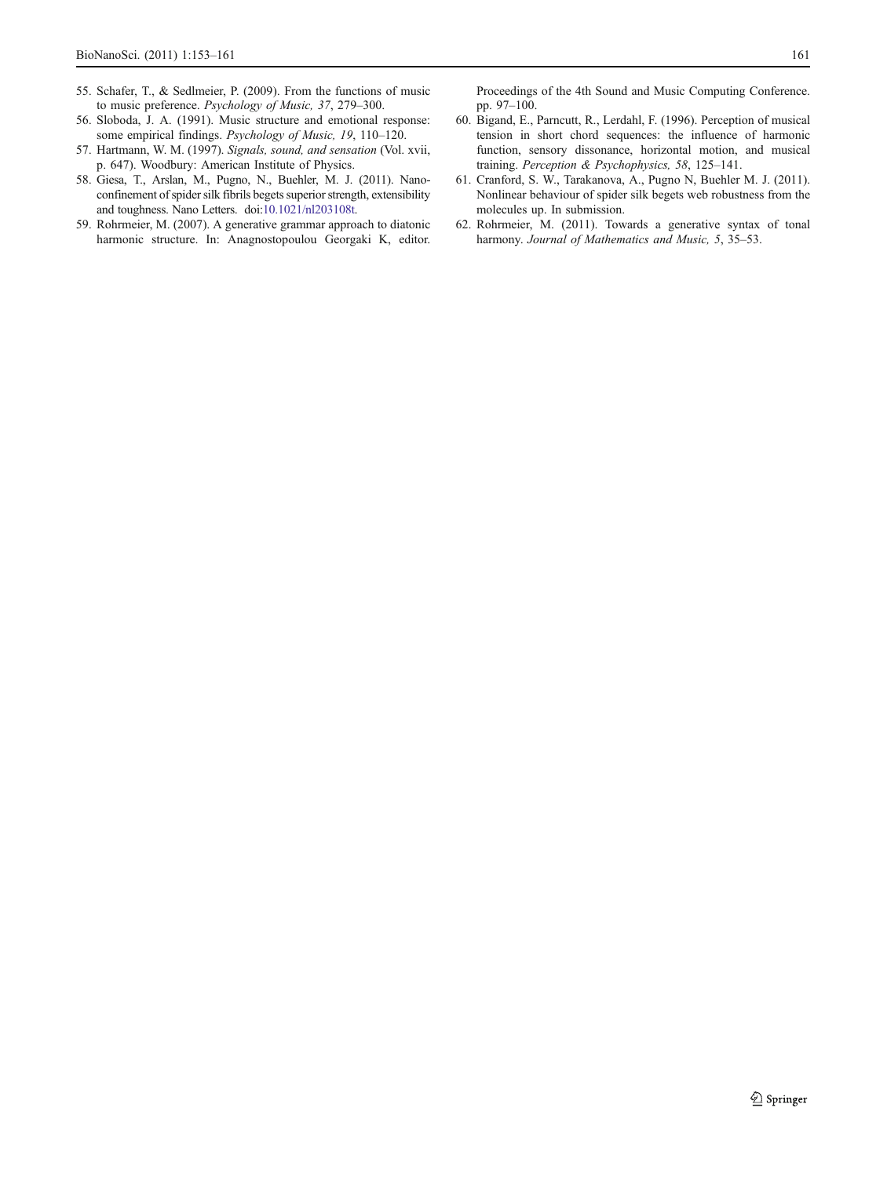55. Schafer, T., & Sedlmeier, P. (2009). From the functions of music to music preference. *Psychology of Music, 37*, 279–300.
56. Sloboda, J. A. (1991). Music structure and emotional response: some empirical findings. *Psychology of Music, 19*, 110–120.
57. Hartmann, W. M. (1997). *Signals, sound, and sensation* (Vol. xvii, p. 647). Woodbury: American Institute of Physics.
58. Giesa, T., Arslan, M., Pugno, N., Buehler, M. J. (2011). Nanoconfinement of spider silk fibrils begets superior strength, extensibility and toughness. Nano Letters. doi:10.1021/nl203108t.
59. Rohrmeier, M. (2007). A generative grammar approach to diatonic harmonic structure. In: Anagnostopoulou Georgaki K, editor. Proceedings of the 4th Sound and Music Computing Conference. pp. 97–100.
60. Bigand, E., Parncutt, R., Lerdahl, F. (1996). Perception of musical tension in short chord sequences: the influence of harmonic function, sensory dissonance, horizontal motion, and musical training. *Perception & Psychophysics, 58*, 125–141.
61. Cranford, S. W., Tarakanova, A., Pugno N, Buehler M. J. (2011). Nonlinear behaviour of spider silk begets web robustness from the molecules up. In submission.
62. Rohrmeier, M. (2011). Towards a generative syntax of tonal harmony. *Journal of Mathematics and Music, 5*, 35–53.